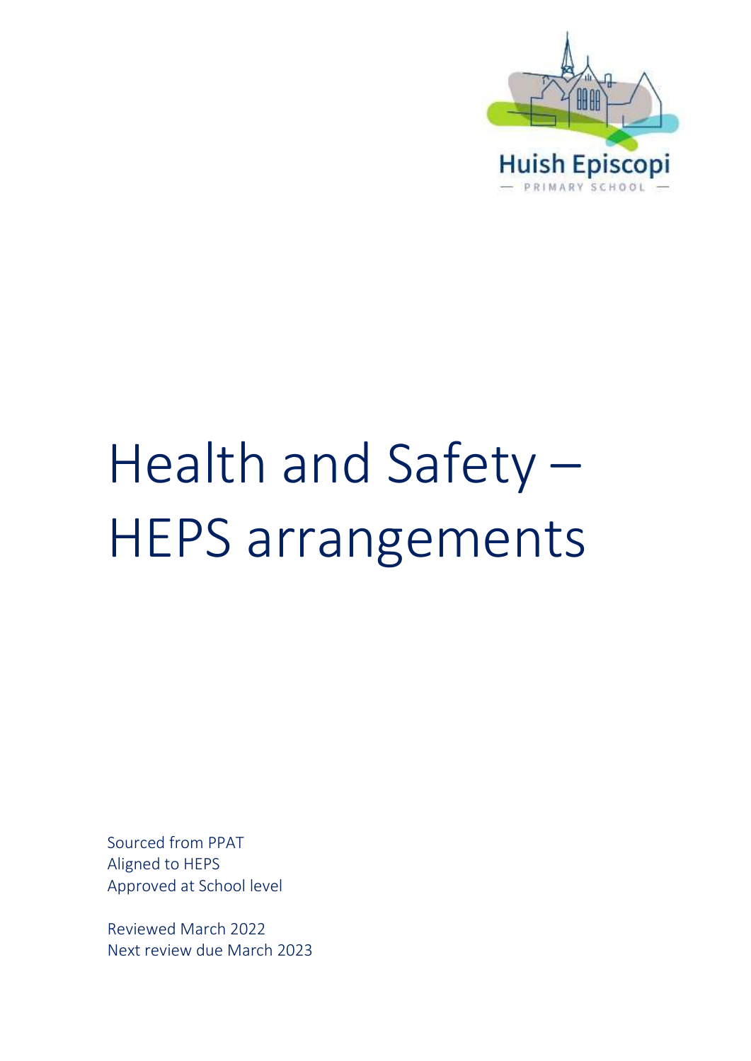Huish Episcopi

— PRIMARY SCHOOL —

# Health and Safety – HEPS arrangements

Sourced from PPAT
Aligned to HEPS
Approved at School level

Reviewed March 2022
Next review due March 2023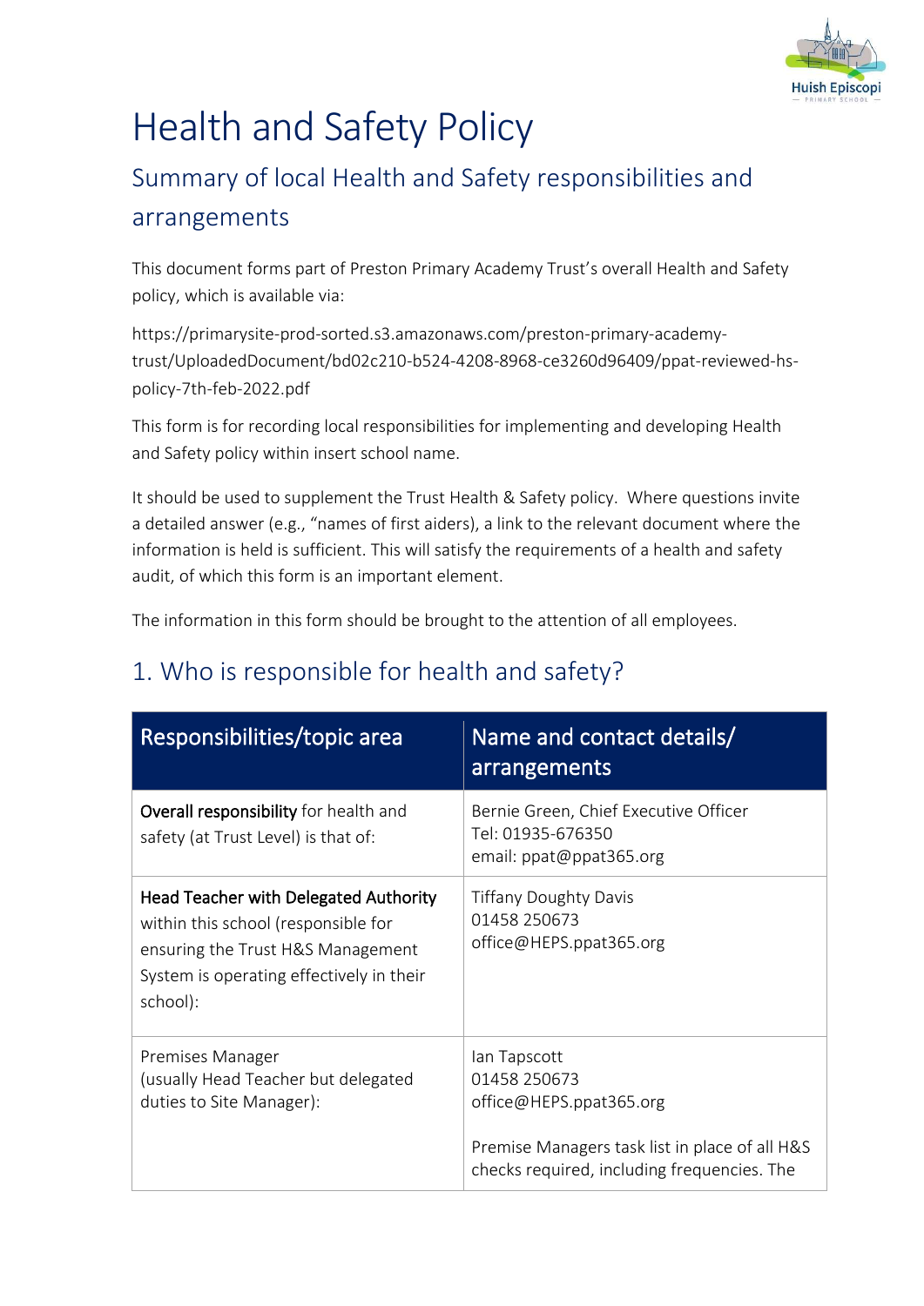# Health and Safety Policy

## Summary of local Health and Safety responsibilities and arrangements

This document forms part of Preston Primary Academy Trust's overall Health and Safety policy, which is available via:

https://primarysite-prod-sorted.s3.amazonaws.com/preston-primary-academy-trust/UploadedDocument/bd02c210-b524-4208-8968-ce3260d96409/ppat-reviewed-hs-policy-7th-feb-2022.pdf

This form is for recording local responsibilities for implementing and developing Health and Safety policy within insert school name.

It should be used to supplement the Trust Health & Safety policy. Where questions invite a detailed answer (e.g., "names of first aiders), a link to the relevant document where the information is held is sufficient. This will satisfy the requirements of a health and safety audit, of which this form is an important element.

The information in this form should be brought to the attention of all employees.

## 1. Who is responsible for health and safety?

| Responsibilities/topic area | Name and contact details/ arrangements |
|---|---|
| **Overall responsibility** for health and safety (at Trust Level) is that of: | Bernie Green, Chief Executive Officer<br>Tel: 01935-676350<br>email: ppat@ppat365.org |
| **Head Teacher with Delegated Authority** within this school (responsible for ensuring the Trust H&S Management System is operating effectively in their school): | Tiffany Doughty Davis<br>01458 250673<br>office@HEPS.ppat365.org |
| Premises Manager<br>(usually Head Teacher but delegated duties to Site Manager): | Ian Tapscott<br>01458 250673<br>office@HEPS.ppat365.org<br><br>Premise Managers task list in place of all H&S checks required, including frequencies. The |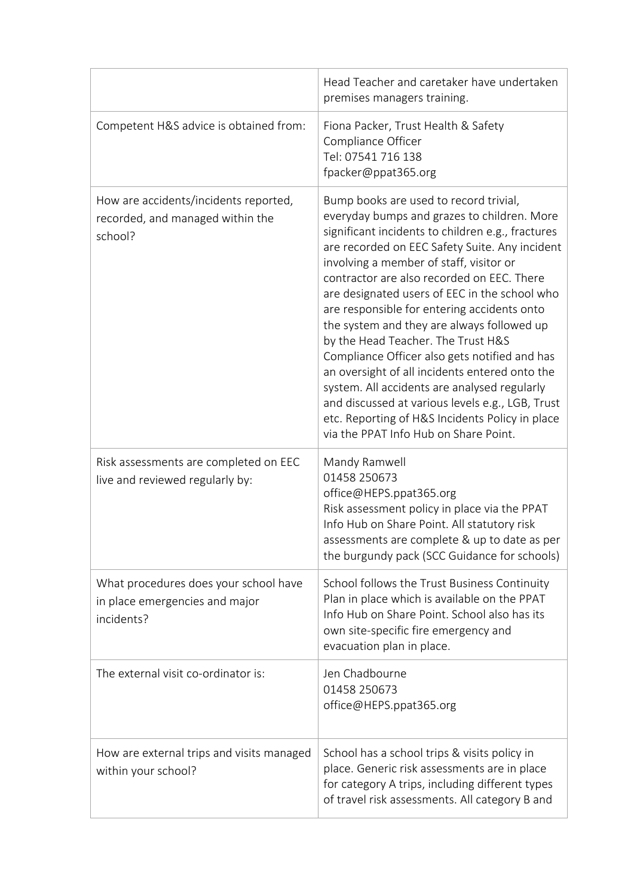| | |
|---|---|
| | Head Teacher and caretaker have undertaken premises managers training. |
| Competent H&S advice is obtained from: | Fiona Packer, Trust Health & Safety Compliance Officer<br>Tel: 07541 716 138<br>fpacker@ppat365.org |
| How are accidents/incidents reported, recorded, and managed within the school? | Bump books are used to record trivial, everyday bumps and grazes to children. More significant incidents to children e.g., fractures are recorded on EEC Safety Suite. Any incident involving a member of staff, visitor or contractor are also recorded on EEC. There are designated users of EEC in the school who are responsible for entering accidents onto the system and they are always followed up by the Head Teacher. The Trust H&S Compliance Officer also gets notified and has an oversight of all incidents entered onto the system. All accidents are analysed regularly and discussed at various levels e.g., LGB, Trust etc. Reporting of H&S Incidents Policy in place via the PPAT Info Hub on Share Point. |
| Risk assessments are completed on EEC live and reviewed regularly by: | Mandy Ramwell<br>01458 250673<br>office@HEPS.ppat365.org<br>Risk assessment policy in place via the PPAT Info Hub on Share Point. All statutory risk assessments are complete & up to date as per the burgundy pack (SCC Guidance for schools) |
| What procedures does your school have in place emergencies and major incidents? | School follows the Trust Business Continuity Plan in place which is available on the PPAT Info Hub on Share Point. School also has its own site-specific fire emergency and evacuation plan in place. |
| The external visit co-ordinator is: | Jen Chadbourne<br>01458 250673<br>office@HEPS.ppat365.org |
| How are external trips and visits managed within your school? | School has a school trips & visits policy in place. Generic risk assessments are in place for category A trips, including different types of travel risk assessments. All category B and |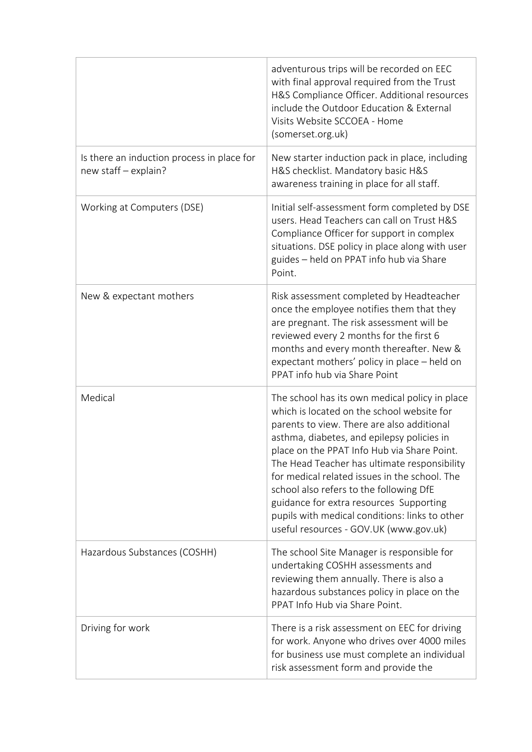| | |
|---|---|
| | adventurous trips will be recorded on EEC with final approval required from the Trust H&S Compliance Officer. Additional resources include the Outdoor Education & External Visits Website SCCOEA - Home (somerset.org.uk) |
| Is there an induction process in place for new staff – explain? | New starter induction pack in place, including H&S checklist. Mandatory basic H&S awareness training in place for all staff. |
| Working at Computers (DSE) | Initial self-assessment form completed by DSE users. Head Teachers can call on Trust H&S Compliance Officer for support in complex situations. DSE policy in place along with user guides – held on PPAT info hub via Share Point. |
| New & expectant mothers | Risk assessment completed by Headteacher once the employee notifies them that they are pregnant. The risk assessment will be reviewed every 2 months for the first 6 months and every month thereafter. New & expectant mothers' policy in place – held on PPAT info hub via Share Point |
| Medical | The school has its own medical policy in place which is located on the school website for parents to view. There are also additional asthma, diabetes, and epilepsy policies in place on the PPAT Info Hub via Share Point. The Head Teacher has ultimate responsibility for medical related issues in the school. The school also refers to the following DfE guidance for extra resources Supporting pupils with medical conditions: links to other useful resources - GOV.UK (www.gov.uk) |
| Hazardous Substances (COSHH) | The school Site Manager is responsible for undertaking COSHH assessments and reviewing them annually. There is also a hazardous substances policy in place on the PPAT Info Hub via Share Point. |
| Driving for work | There is a risk assessment on EEC for driving for work. Anyone who drives over 4000 miles for business use must complete an individual risk assessment form and provide the |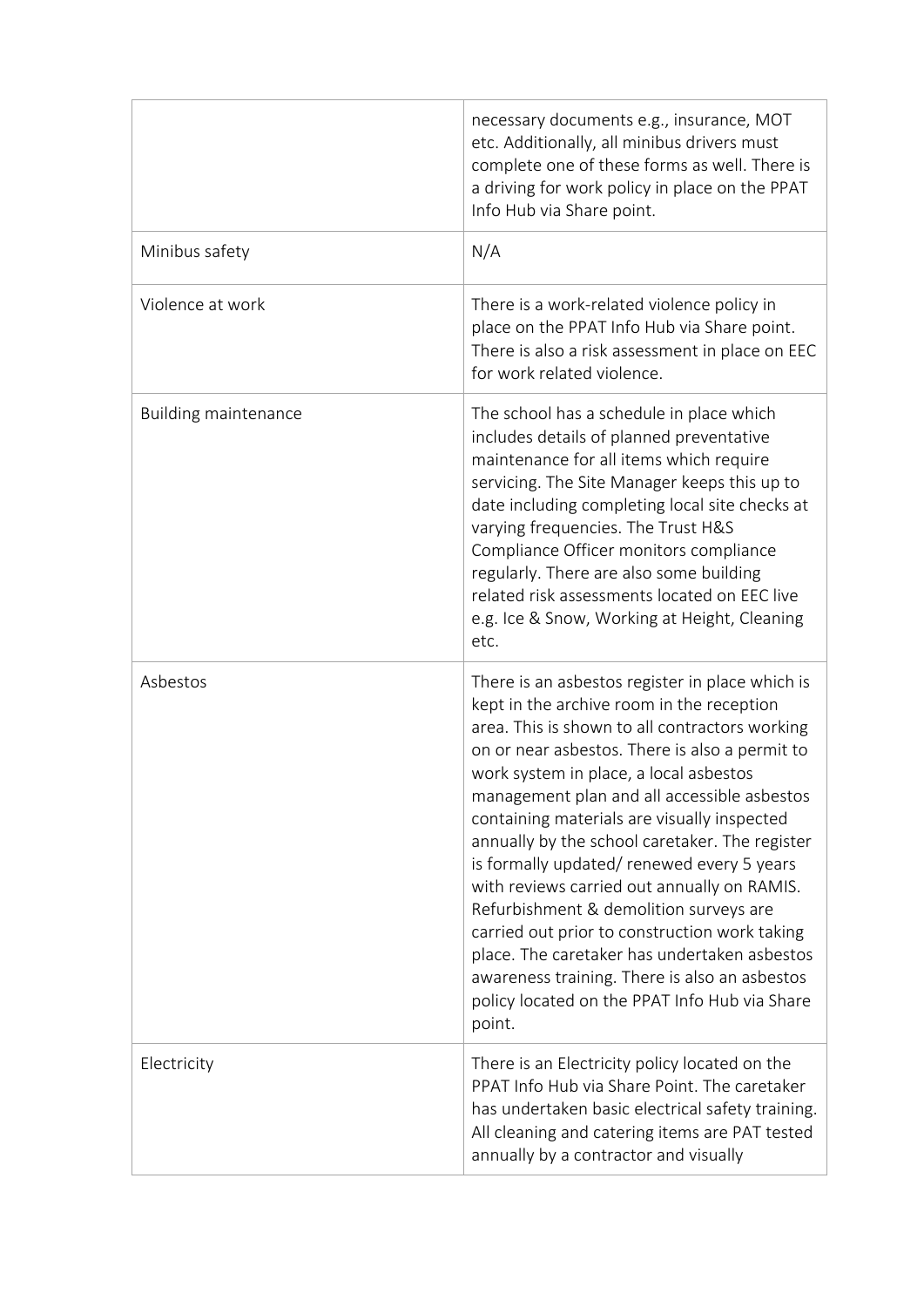| | |
|---|---|
| | necessary documents e.g., insurance, MOT etc. Additionally, all minibus drivers must complete one of these forms as well. There is a driving for work policy in place on the PPAT Info Hub via Share point. |
| Minibus safety | N/A |
| Violence at work | There is a work-related violence policy in place on the PPAT Info Hub via Share point. There is also a risk assessment in place on EEC for work related violence. |
| Building maintenance | The school has a schedule in place which includes details of planned preventative maintenance for all items which require servicing. The Site Manager keeps this up to date including completing local site checks at varying frequencies. The Trust H&S Compliance Officer monitors compliance regularly. There are also some building related risk assessments located on EEC live e.g. Ice & Snow, Working at Height, Cleaning etc. |
| Asbestos | There is an asbestos register in place which is kept in the archive room in the reception area. This is shown to all contractors working on or near asbestos. There is also a permit to work system in place, a local asbestos management plan and all accessible asbestos containing materials are visually inspected annually by the school caretaker. The register is formally updated/ renewed every 5 years with reviews carried out annually on RAMIS. Refurbishment & demolition surveys are carried out prior to construction work taking place. The caretaker has undertaken asbestos awareness training. There is also an asbestos policy located on the PPAT Info Hub via Share point. |
| Electricity | There is an Electricity policy located on the PPAT Info Hub via Share Point. The caretaker has undertaken basic electrical safety training. All cleaning and catering items are PAT tested annually by a contractor and visually |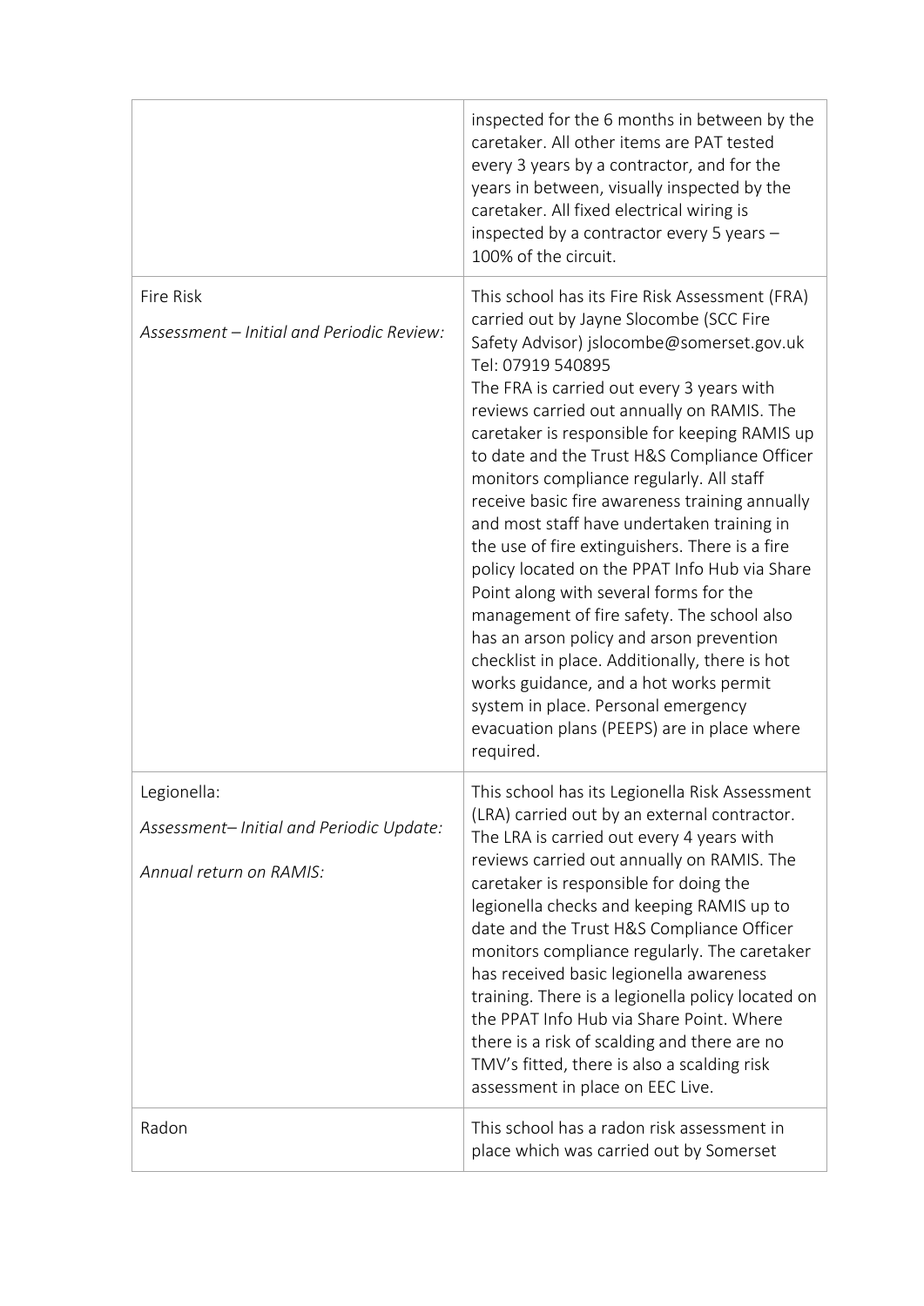| | |
|---|---|
| | inspected for the 6 months in between by the caretaker. All other items are PAT tested every 3 years by a contractor, and for the years in between, visually inspected by the caretaker. All fixed electrical wiring is inspected by a contractor every 5 years – 100% of the circuit. |
| Fire Risk<br><br>*Assessment – Initial and Periodic Review:* | This school has its Fire Risk Assessment (FRA) carried out by Jayne Slocombe (SCC Fire Safety Advisor) jslocombe@somerset.gov.uk Tel: 07919 540895<br>The FRA is carried out every 3 years with reviews carried out annually on RAMIS. The caretaker is responsible for keeping RAMIS up to date and the Trust H&S Compliance Officer monitors compliance regularly. All staff receive basic fire awareness training annually and most staff have undertaken training in the use of fire extinguishers. There is a fire policy located on the PPAT Info Hub via Share Point along with several forms for the management of fire safety. The school also has an arson policy and arson prevention checklist in place. Additionally, there is hot works guidance, and a hot works permit system in place. Personal emergency evacuation plans (PEEPS) are in place where required. |
| Legionella:<br><br>*Assessment– Initial and Periodic Update:*<br><br>*Annual return on RAMIS:* | This school has its Legionella Risk Assessment (LRA) carried out by an external contractor. The LRA is carried out every 4 years with reviews carried out annually on RAMIS. The caretaker is responsible for doing the legionella checks and keeping RAMIS up to date and the Trust H&S Compliance Officer monitors compliance regularly. The caretaker has received basic legionella awareness training. There is a legionella policy located on the PPAT Info Hub via Share Point. Where there is a risk of scalding and there are no TMV's fitted, there is also a scalding risk assessment in place on EEC Live. |
| Radon | This school has a radon risk assessment in place which was carried out by Somerset |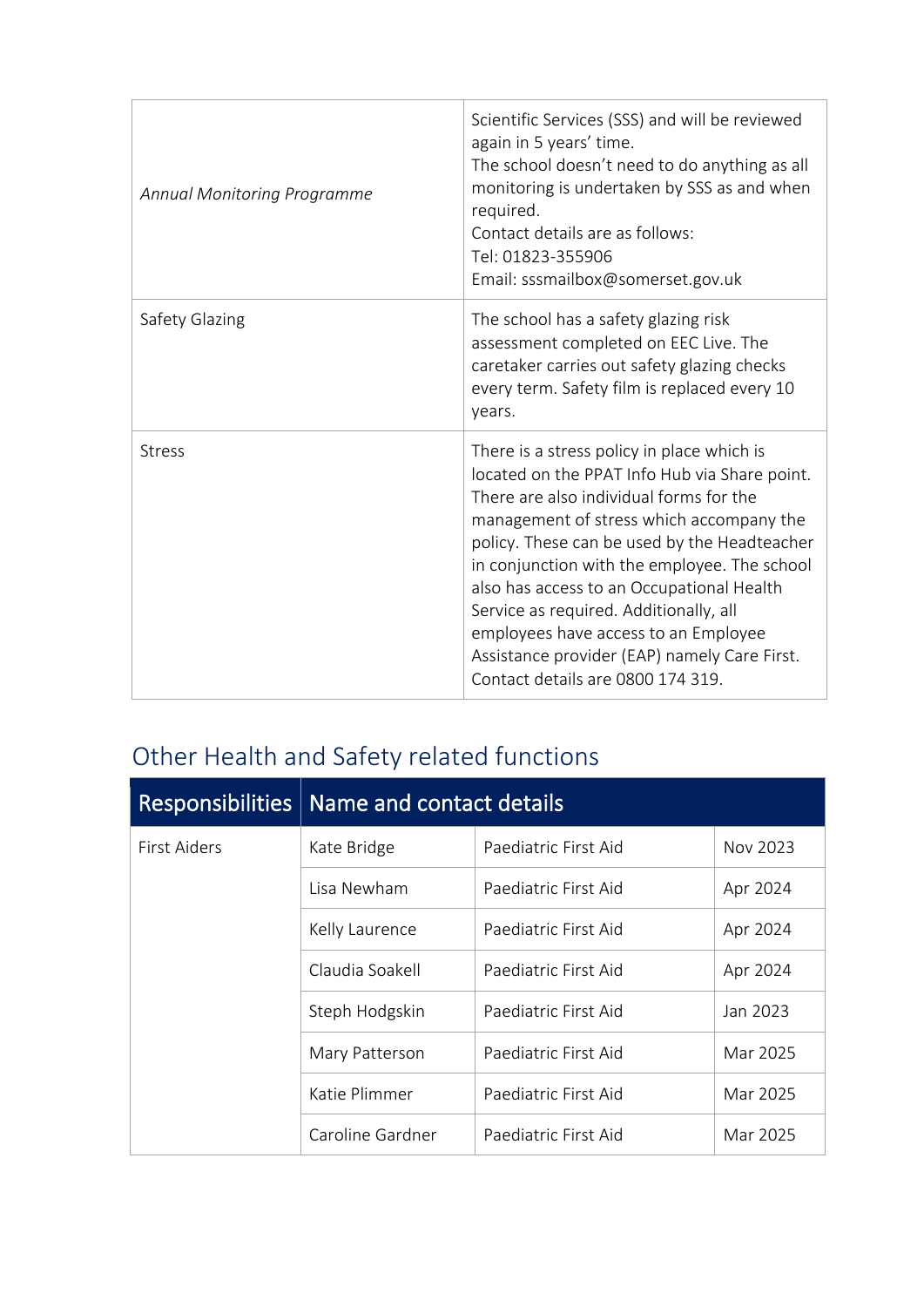| | |
|---|---|
| *Annual Monitoring Programme* | Scientific Services (SSS) and will be reviewed again in 5 years' time.<br>The school doesn't need to do anything as all monitoring is undertaken by SSS as and when required.<br>Contact details are as follows:<br>Tel: 01823-355906<br>Email: sssmailbox@somerset.gov.uk |
| Safety Glazing | The school has a safety glazing risk assessment completed on EEC Live. The caretaker carries out safety glazing checks every term. Safety film is replaced every 10 years. |
| Stress | There is a stress policy in place which is located on the PPAT Info Hub via Share point. There are also individual forms for the management of stress which accompany the policy. These can be used by the Headteacher in conjunction with the employee. The school also has access to an Occupational Health Service as required. Additionally, all employees have access to an Employee Assistance provider (EAP) namely Care First. Contact details are 0800 174 319. |

## Other Health and Safety related functions

| Responsibilities | Name and contact details | | |
|---|---|---|---|
| First Aiders | Kate Bridge | Paediatric First Aid | Nov 2023 |
| | Lisa Newham | Paediatric First Aid | Apr 2024 |
| | Kelly Laurence | Paediatric First Aid | Apr 2024 |
| | Claudia Soakell | Paediatric First Aid | Apr 2024 |
| | Steph Hodgskin | Paediatric First Aid | Jan 2023 |
| | Mary Patterson | Paediatric First Aid | Mar 2025 |
| | Katie Plimmer | Paediatric First Aid | Mar 2025 |
| | Caroline Gardner | Paediatric First Aid | Mar 2025 |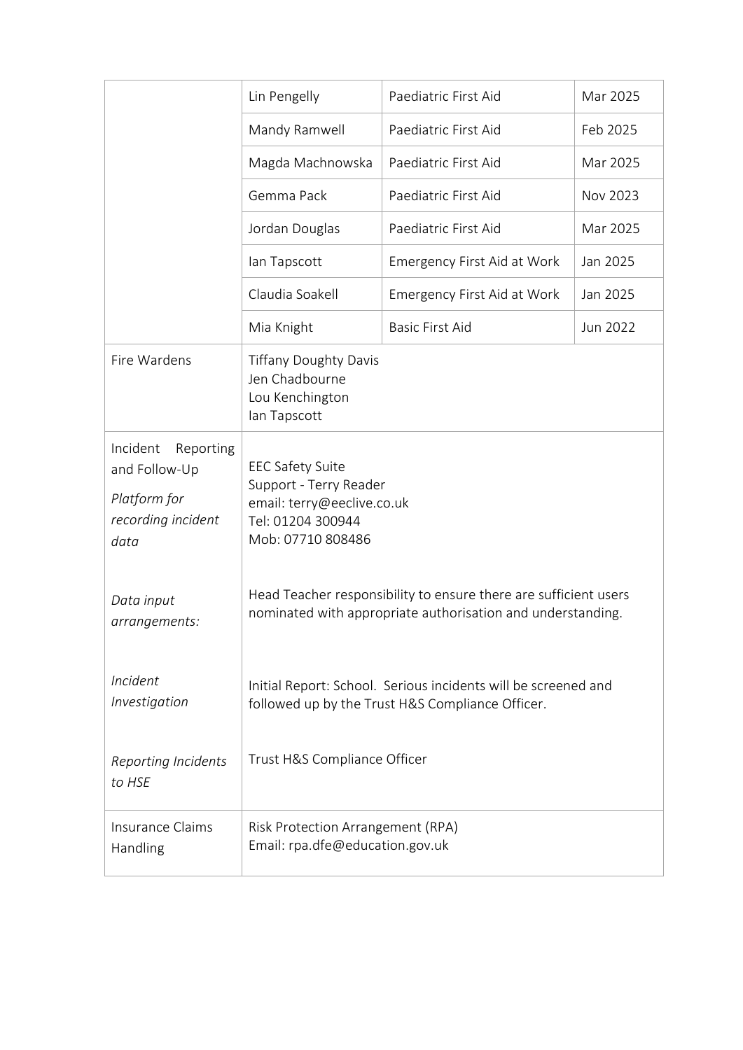| | | | |
|---|---|---|---|
| | Lin Pengelly | Paediatric First Aid | Mar 2025 |
| | Mandy Ramwell | Paediatric First Aid | Feb 2025 |
| | Magda Machnowska | Paediatric First Aid | Mar 2025 |
| | Gemma Pack | Paediatric First Aid | Nov 2023 |
| | Jordan Douglas | Paediatric First Aid | Mar 2025 |
| | Ian Tapscott | Emergency First Aid at Work | Jan 2025 |
| | Claudia Soakell | Emergency First Aid at Work | Jan 2025 |
| | Mia Knight | Basic First Aid | Jun 2022 |
| Fire Wardens | Tiffany Doughty Davis<br>Jen Chadbourne<br>Lou Kenchington<br>Ian Tapscott | | |
| Incident Reporting and Follow-Up<br>*Platform for recording incident data* | EEC Safety Suite<br>Support - Terry Reader<br>email: terry@eeclive.co.uk<br>Tel: 01204 300944<br>Mob: 07710 808486 | | |
| *Data input arrangements:* | Head Teacher responsibility to ensure there are sufficient users nominated with appropriate authorisation and understanding. | | |
| *Incident Investigation* | Initial Report: School. Serious incidents will be screened and followed up by the Trust H&S Compliance Officer. | | |
| *Reporting Incidents to HSE* | Trust H&S Compliance Officer | | |
| Insurance Claims Handling | Risk Protection Arrangement (RPA)<br>Email: rpa.dfe@education.gov.uk | | |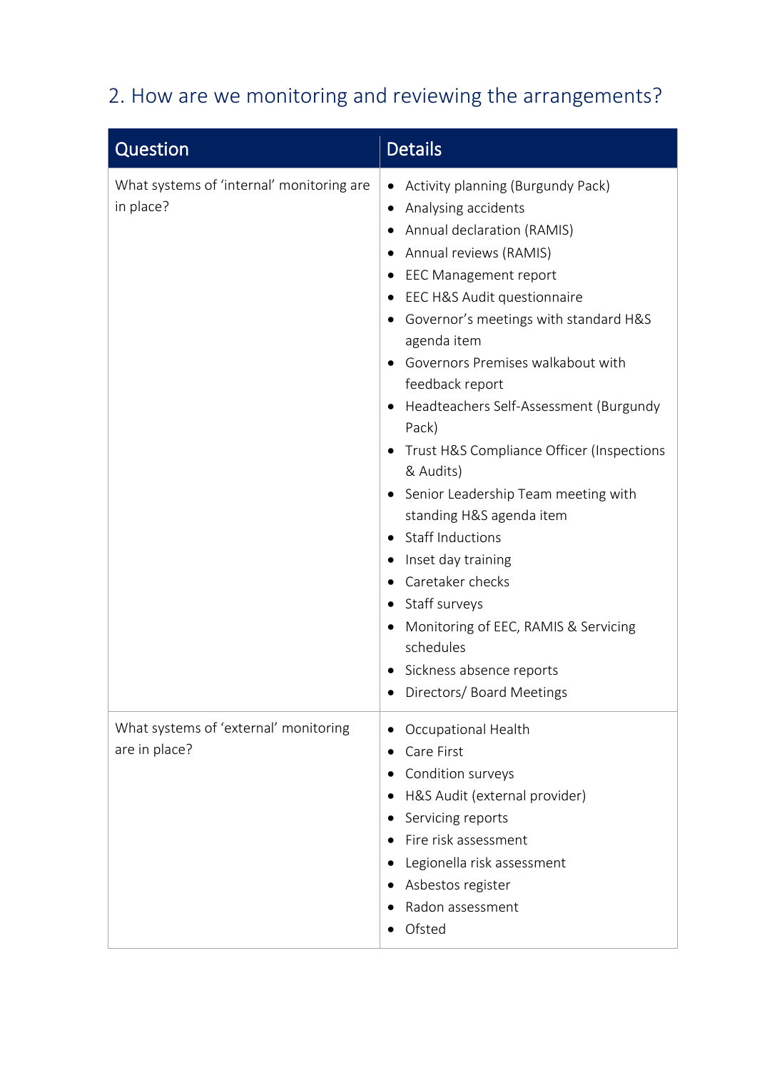## 2. How are we monitoring and reviewing the arrangements?

| Question | Details |
| --- | --- |
| What systems of 'internal' monitoring are in place? | • Activity planning (Burgundy Pack)<br>• Analysing accidents<br>• Annual declaration (RAMIS)<br>• Annual reviews (RAMIS)<br>• EEC Management report<br>• EEC H&S Audit questionnaire<br>• Governor's meetings with standard H&S agenda item<br>• Governors Premises walkabout with feedback report<br>• Headteachers Self-Assessment (Burgundy Pack)<br>• Trust H&S Compliance Officer (Inspections & Audits)<br>• Senior Leadership Team meeting with standing H&S agenda item<br>• Staff Inductions<br>• Inset day training<br>• Caretaker checks<br>• Staff surveys<br>• Monitoring of EEC, RAMIS & Servicing schedules<br>• Sickness absence reports<br>• Directors/ Board Meetings |
| What systems of 'external' monitoring are in place? | • Occupational Health<br>• Care First<br>• Condition surveys<br>• H&S Audit (external provider)<br>• Servicing reports<br>• Fire risk assessment<br>• Legionella risk assessment<br>• Asbestos register<br>• Radon assessment<br>• Ofsted |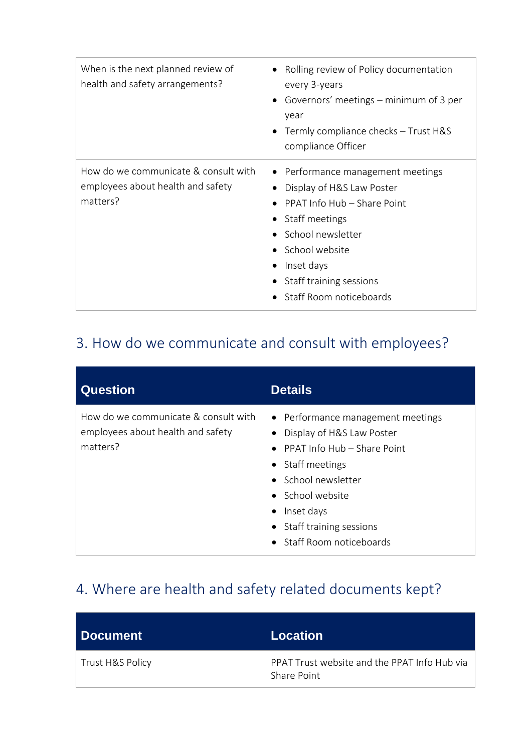| | |
|---|---|
| When is the next planned review of health and safety arrangements? | • Rolling review of Policy documentation every 3-years<br>• Governors' meetings – minimum of 3 per year<br>• Termly compliance checks – Trust H&S compliance Officer |
| How do we communicate & consult with employees about health and safety matters? | • Performance management meetings<br>• Display of H&S Law Poster<br>• PPAT Info Hub – Share Point<br>• Staff meetings<br>• School newsletter<br>• School website<br>• Inset days<br>• Staff training sessions<br>• Staff Room noticeboards |

## 3. How do we communicate and consult with employees?

| Question | Details |
|---|---|
| How do we communicate & consult with employees about health and safety matters? | • Performance management meetings<br>• Display of H&S Law Poster<br>• PPAT Info Hub – Share Point<br>• Staff meetings<br>• School newsletter<br>• School website<br>• Inset days<br>• Staff training sessions<br>• Staff Room noticeboards |

## 4. Where are health and safety related documents kept?

| Document | Location |
|---|---|
| Trust H&S Policy | PPAT Trust website and the PPAT Info Hub via Share Point |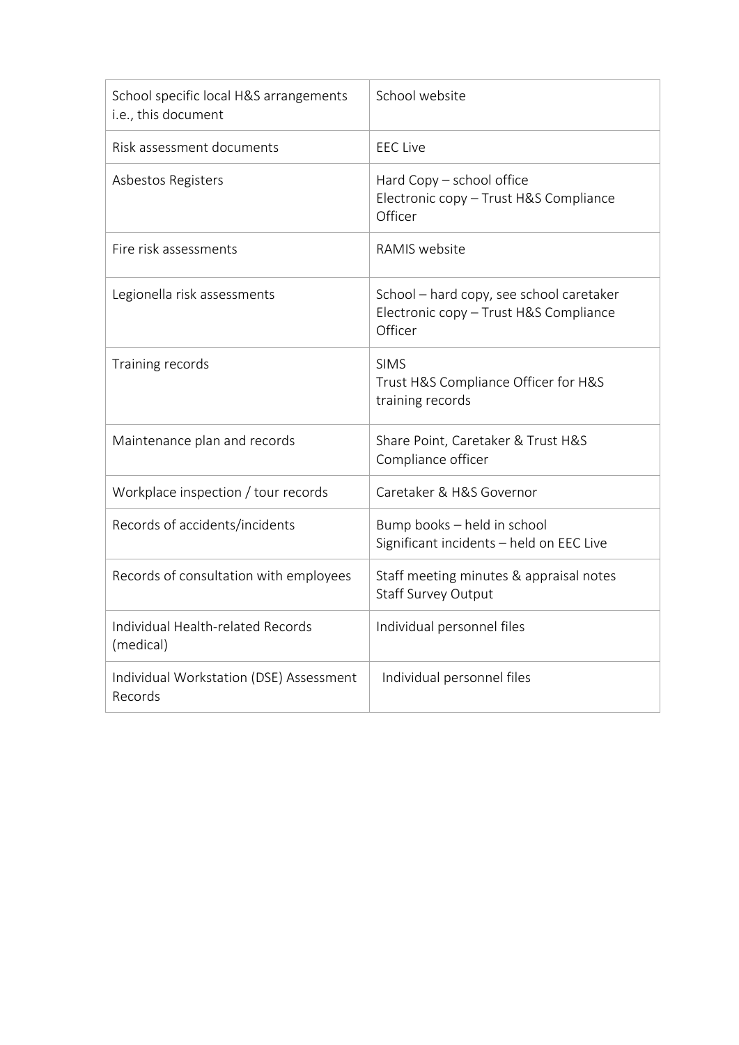| | |
|---|---|
| School specific local H&S arrangements i.e., this document | School website |
| Risk assessment documents | EEC Live |
| Asbestos Registers | Hard Copy – school office<br>Electronic copy – Trust H&S Compliance Officer |
| Fire risk assessments | RAMIS website |
| Legionella risk assessments | School – hard copy, see school caretaker<br>Electronic copy – Trust H&S Compliance Officer |
| Training records | SIMS<br>Trust H&S Compliance Officer for H&S training records |
| Maintenance plan and records | Share Point, Caretaker & Trust H&S Compliance officer |
| Workplace inspection / tour records | Caretaker & H&S Governor |
| Records of accidents/incidents | Bump books – held in school<br>Significant incidents – held on EEC Live |
| Records of consultation with employees | Staff meeting minutes & appraisal notes<br>Staff Survey Output |
| Individual Health-related Records (medical) | Individual personnel files |
| Individual Workstation (DSE) Assessment Records | Individual personnel files |